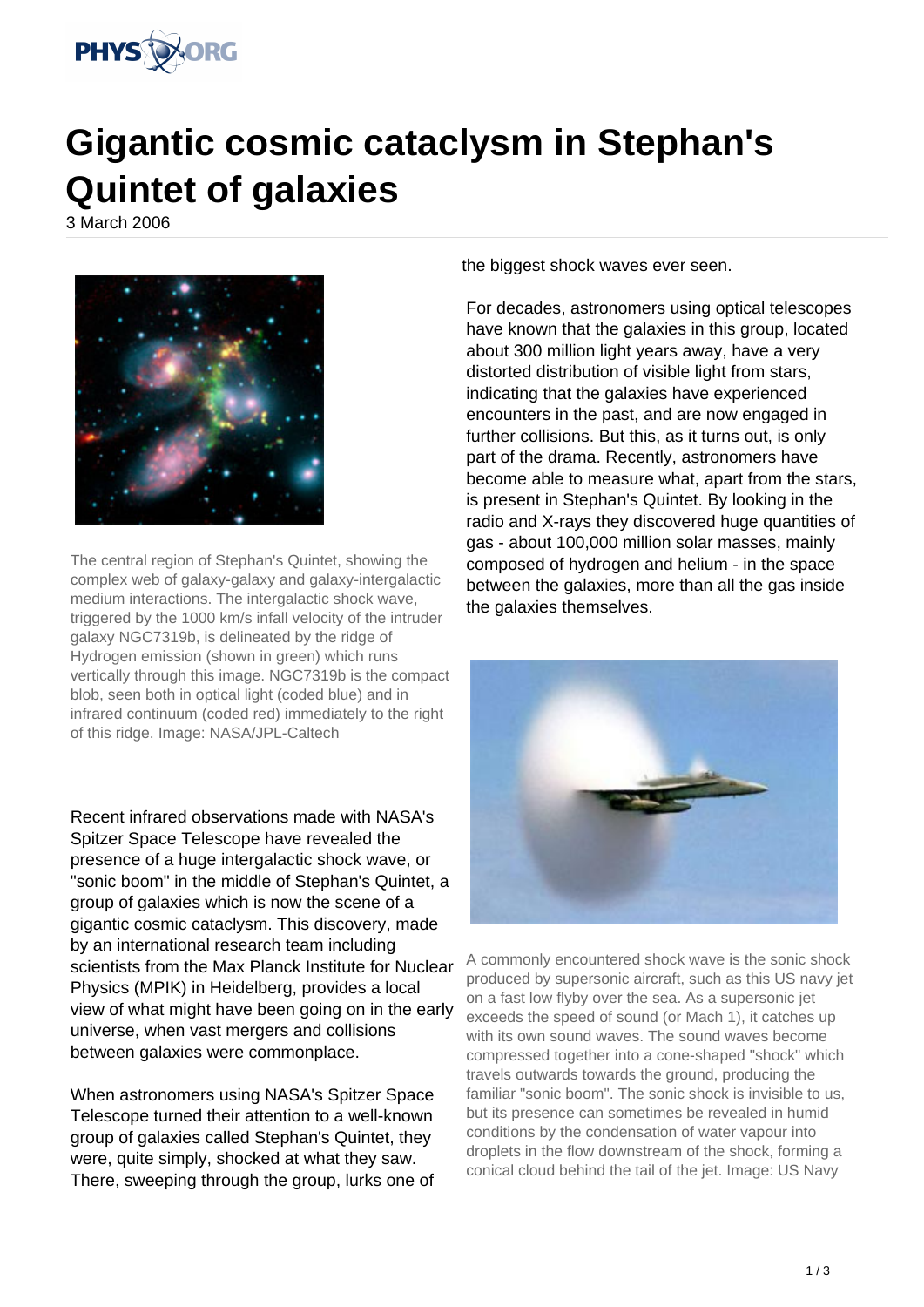# Gigantic cosmic cataclysm in Stephan's Quintet of galaxies

3 March 2006

The central region of Stephan's Quintet, showing the complex web of galaxy-galaxy and galaxy-intergalactic medium interactions. The intergalactic shock wave, triggered by the 1000 km/s infall velocity of the intruder galaxy NGC7319b, is delineated by the ridge of Hydrogen emission (shown in green) which runs vertically through this image. NGC7319b is the compact blob, seen both in optical light (coded blue) and in infrared continuum (coded red) immediately to the right of this ridge. Image: NASA/JPL-Caltech

Recent infrared observations made with NASA's Spitzer Space Telescope have revealed the presence of a huge intergalactic shock wave, or "sonic boom" in the middle of Stephan's Quintet, a group of galaxies which is now the scene of a gigantic cosmic cataclysm. This discovery, made by an international research team including scientists from the Max Planck Institute for Nuclear Physics (MPIK) in Heidelberg, provides a local view of what might have been going on in the early universe, when vast mergers and collisions between galaxies were commonplace.

When astronomers using NASA's Spitzer Space Telescope turned their attention to a well-known group of galaxies called Stephan's Quintet, they were, quite simply, shocked at what they saw. There, sweeping through the group, lurks one of the biggest shock waves ever seen.

For decades, astronomers using optical telescopes have known that the galaxies in this group, located about 300 million light years away, have a very distorted distribution of visible light from stars, indicating that the galaxies have experienced encounters in the past, and are now engaged in further collisions. But this, as it turns out, is only part of the drama. Recently, astronomers have become able to measure what, apart from the stars, is present in Stephan's Quintet. By looking in the radio and X-rays they discovered huge quantities of gas - about 100,000 million solar masses, mainly composed of hydrogen and helium - in the space between the galaxies, more than all the gas inside the galaxies themselves.

A commonly encountered shock wave is the sonic shock produced by supersonic aircraft, such as this US navy jet on a fast low flyby over the sea. As a supersonic jet exceeds the speed of sound (or Mach 1), it catches up with its own sound waves. The sound waves become compressed together into a cone-shaped "shock" which travels outwards towards the ground, producing the familiar "sonic boom". The sonic shock is invisible to us, but its presence can sometimes be revealed in humid conditions by the condensation of water vapour into droplets in the flow downstream of the shock, forming a conical cloud behind the tail of the jet. Image: US Navy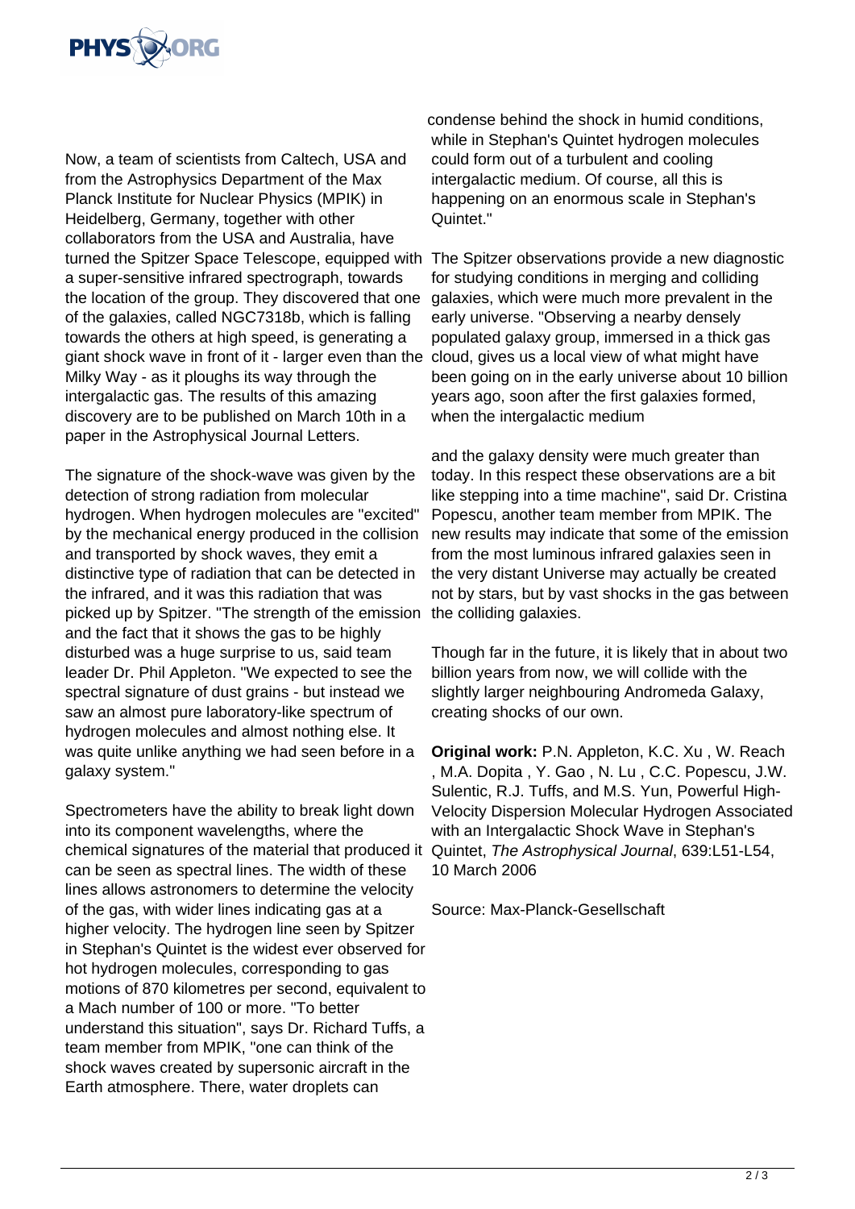Now, a team of scientists from Caltech, USA and from the Astrophysics Department of the Max Planck Institute for Nuclear Physics (MPIK) in Heidelberg, Germany, together with other collaborators from the USA and Australia, have turned the Spitzer Space Telescope, equipped with a super-sensitive infrared spectrograph, towards the location of the group. They discovered that one of the galaxies, called NGC7318b, which is falling towards the others at high speed, is generating a giant shock wave in front of it - larger even than the Milky Way - as it ploughs its way through the intergalactic gas. The results of this amazing discovery are to be published on March 10th in a paper in the Astrophysical Journal Letters.

The signature of the shock-wave was given by the detection of strong radiation from molecular hydrogen. When hydrogen molecules are "excited" by the mechanical energy produced in the collision and transported by shock waves, they emit a distinctive type of radiation that can be detected in the infrared, and it was this radiation that was picked up by Spitzer. "The strength of the emission and the fact that it shows the gas to be highly disturbed was a huge surprise to us, said team leader Dr. Phil Appleton. "We expected to see the spectral signature of dust grains - but instead we saw an almost pure laboratory-like spectrum of hydrogen molecules and almost nothing else. It was quite unlike anything we had seen before in a galaxy system."

Spectrometers have the ability to break light down into its component wavelengths, where the chemical signatures of the material that produced it can be seen as spectral lines. The width of these lines allows astronomers to determine the velocity of the gas, with wider lines indicating gas at a higher velocity. The hydrogen line seen by Spitzer in Stephan's Quintet is the widest ever observed for hot hydrogen molecules, corresponding to gas motions of 870 kilometres per second, equivalent to a Mach number of 100 or more. "To better understand this situation", says Dr. Richard Tuffs, a team member from MPIK, "one can think of the shock waves created by supersonic aircraft in the Earth atmosphere. There, water droplets can condense behind the shock in humid conditions, while in Stephan's Quintet hydrogen molecules could form out of a turbulent and cooling intergalactic medium. Of course, all this is happening on an enormous scale in Stephan's Quintet."

The Spitzer observations provide a new diagnostic for studying conditions in merging and colliding galaxies, which were much more prevalent in the early universe. "Observing a nearby densely populated galaxy group, immersed in a thick gas cloud, gives us a local view of what might have been going on in the early universe about 10 billion years ago, soon after the first galaxies formed, when the intergalactic medium and the galaxy density were much greater than today. In this respect these observations are a bit like stepping into a time machine", said Dr. Cristina Popescu, another team member from MPIK. The new results may indicate that some of the emission from the most luminous infrared galaxies seen in the very distant Universe may actually be created not by stars, but by vast shocks in the gas between the colliding galaxies.

Though far in the future, it is likely that in about two billion years from now, we will collide with the slightly larger neighbouring Andromeda Galaxy, creating shocks of our own.

**Original work:** P.N. Appleton, K.C. Xu , W. Reach , M.A. Dopita , Y. Gao , N. Lu , C.C. Popescu, J.W. Sulentic, R.J. Tuffs, and M.S. Yun, Powerful High-Velocity Dispersion Molecular Hydrogen Associated with an Intergalactic Shock Wave in Stephan's Quintet, *The Astrophysical Journal*, 639:L51-L54, 10 March 2006

Source: Max-Planck-Gesellschaft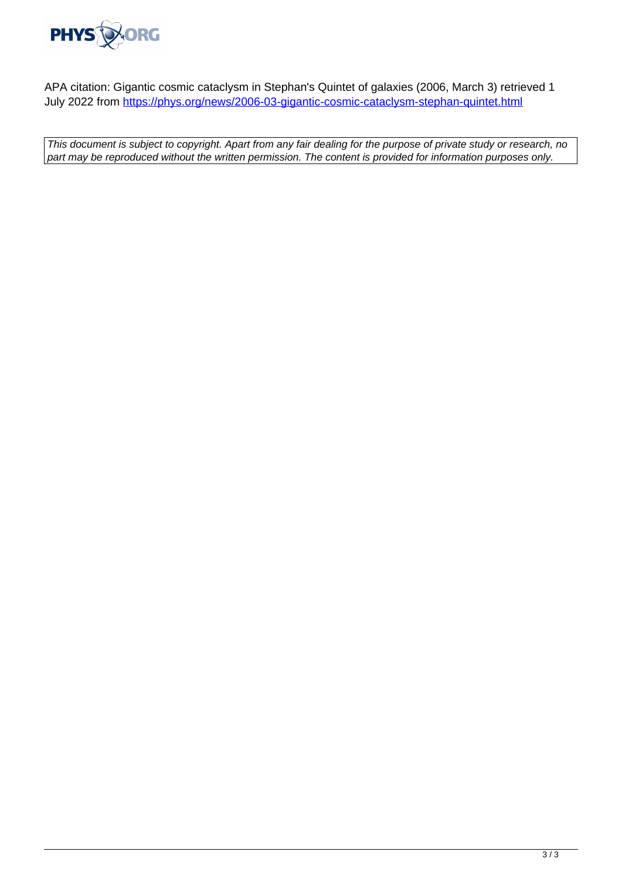APA citation: Gigantic cosmic cataclysm in Stephan's Quintet of galaxies (2006, March 3) retrieved 1 July 2022 from https://phys.org/news/2006-03-gigantic-cosmic-cataclysm-stephan-quintet.html

*This document is subject to copyright. Apart from any fair dealing for the purpose of private study or research, no part may be reproduced without the written permission. The content is provided for information purposes only.*